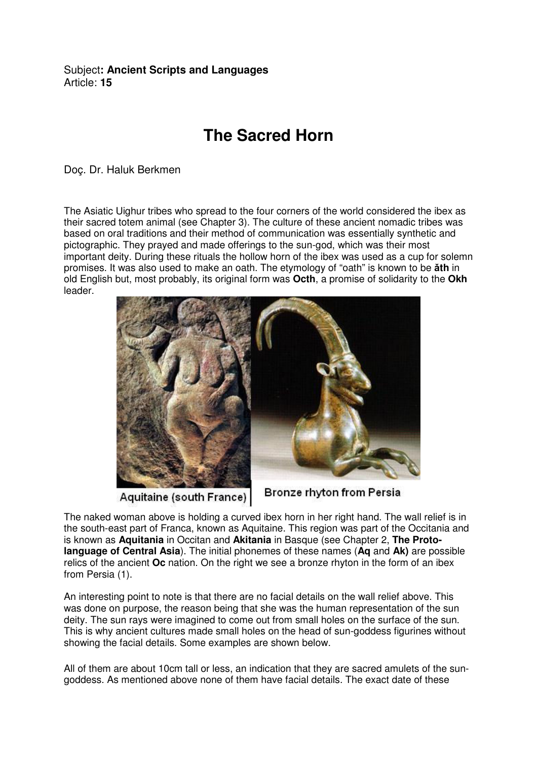Subject**: Ancient Scripts and Languages**
Article: **15**

# The Sacred Horn

Doç. Dr. Haluk Berkmen

The Asiatic Uighur tribes who spread to the four corners of the world considered the ibex as their sacred totem animal (see Chapter 3). The culture of these ancient nomadic tribes was based on oral traditions and their method of communication was essentially synthetic and pictographic. They prayed and made offerings to the sun-god, which was their most important deity. During these rituals the hollow horn of the ibex was used as a cup for solemn promises. It was also used to make an oath. The etymology of "oath" is known to be **ăth** in old English but, most probably, its original form was **Octh**, a promise of solidarity to the **Okh** leader.

Aquitaine (south France)

Bronze rhyton from Persia

The naked woman above is holding a curved ibex horn in her right hand. The wall relief is in the south-east part of Franca, known as Aquitaine. This region was part of the Occitania and is known as **Aquitania** in Occitan and **Akitania** in Basque (see Chapter 2, **The Proto-language of Central Asia**). The initial phonemes of these names (**Aq** and **Ak)** are possible relics of the ancient **Oc** nation. On the right we see a bronze rhyton in the form of an ibex from Persia (1).

An interesting point to note is that there are no facial details on the wall relief above. This was done on purpose, the reason being that she was the human representation of the sun deity. The sun rays were imagined to come out from small holes on the surface of the sun. This is why ancient cultures made small holes on the head of sun-goddess figurines without showing the facial details. Some examples are shown below.

All of them are about 10cm tall or less, an indication that they are sacred amulets of the sun-goddess. As mentioned above none of them have facial details. The exact date of these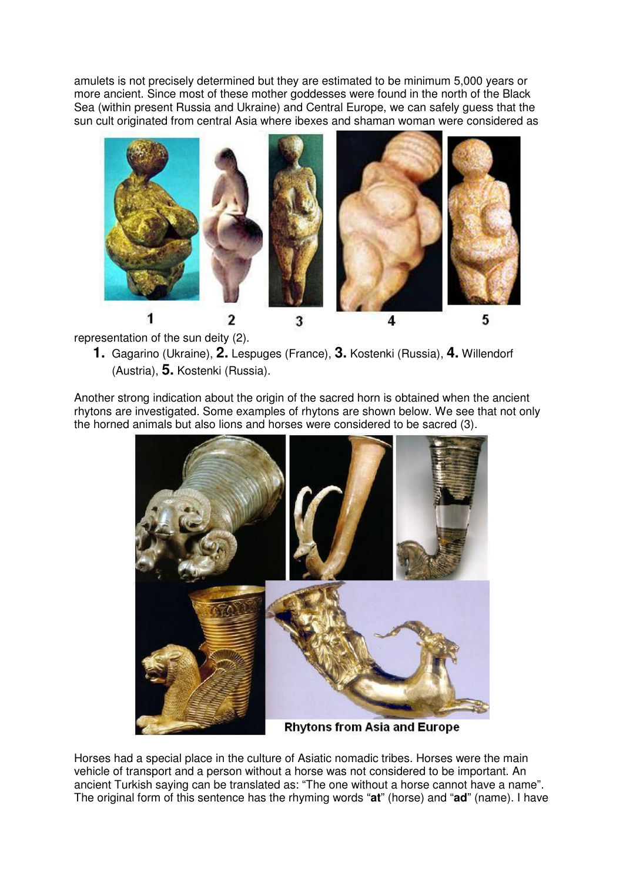amulets is not precisely determined but they are estimated to be minimum 5,000 years or more ancient. Since most of these mother goddesses were found in the north of the Black Sea (within present Russia and Ukraine) and Central Europe, we can safely guess that the sun cult originated from central Asia where ibexes and shaman woman were considered as representation of the sun deity (2).

**1.** Gagarino (Ukraine), **2.** Lespuges (France), **3.** Kostenki (Russia), **4.** Willendorf (Austria), **5.** Kostenki (Russia).

Another strong indication about the origin of the sacred horn is obtained when the ancient rhytons are investigated. Some examples of rhytons are shown below. We see that not only the horned animals but also lions and horses were considered to be sacred (3).

**Rhytons from Asia and Europe**

Horses had a special place in the culture of Asiatic nomadic tribes. Horses were the main vehicle of transport and a person without a horse was not considered to be important. An ancient Turkish saying can be translated as: "The one without a horse cannot have a name". The original form of this sentence has the rhyming words "**at**" (horse) and "**ad**" (name). I have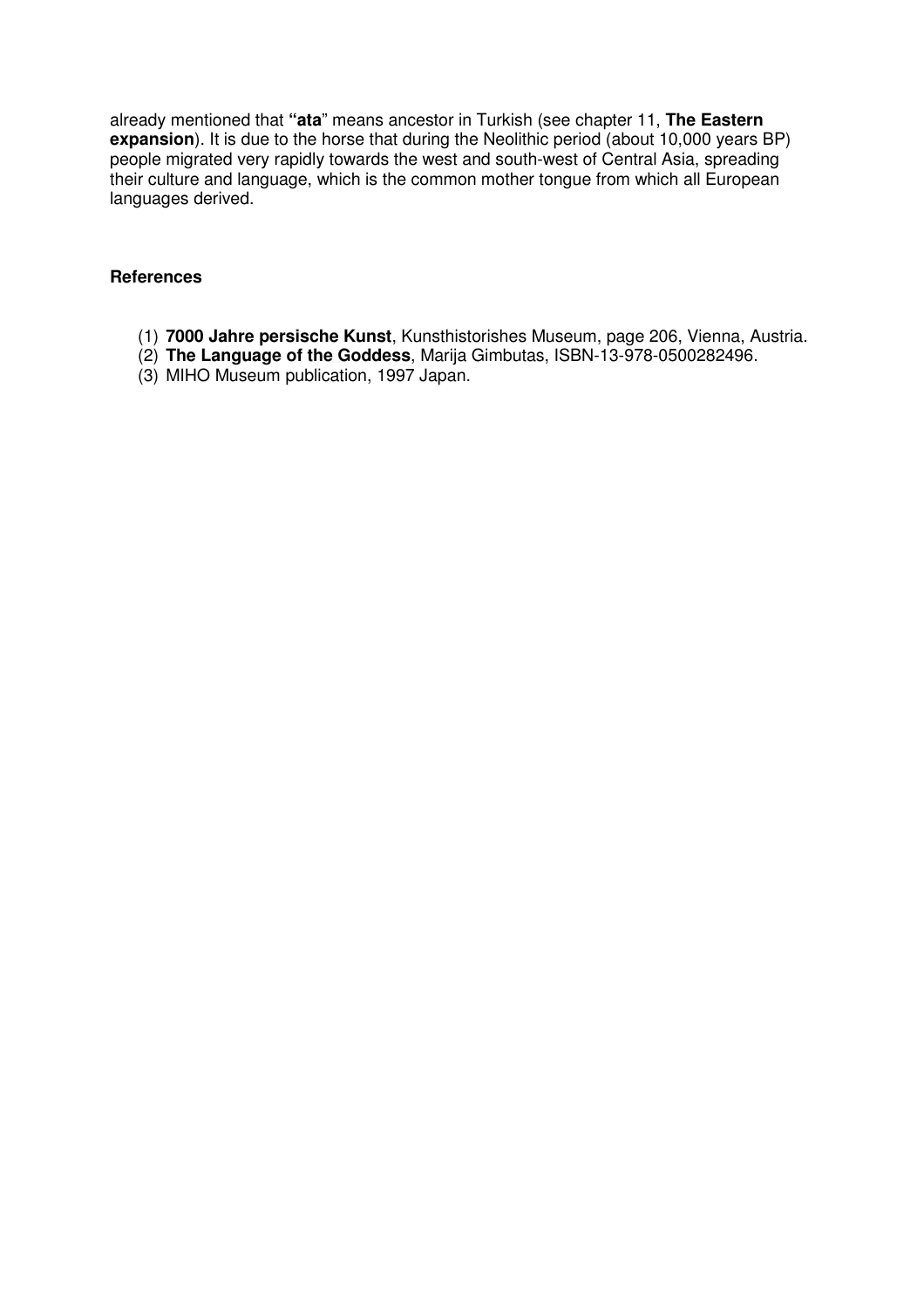already mentioned that **"ata**" means ancestor in Turkish (see chapter 11, **The Eastern expansion**). It is due to the horse that during the Neolithic period (about 10,000 years BP) people migrated very rapidly towards the west and south-west of Central Asia, spreading their culture and language, which is the common mother tongue from which all European languages derived.

**References**

(1) **7000 Jahre persische Kunst**, Kunsthistorishes Museum, page 206, Vienna, Austria.
(2) **The Language of the Goddess**, Marija Gimbutas, ISBN-13-978-0500282496.
(3) MIHO Museum publication, 1997 Japan.